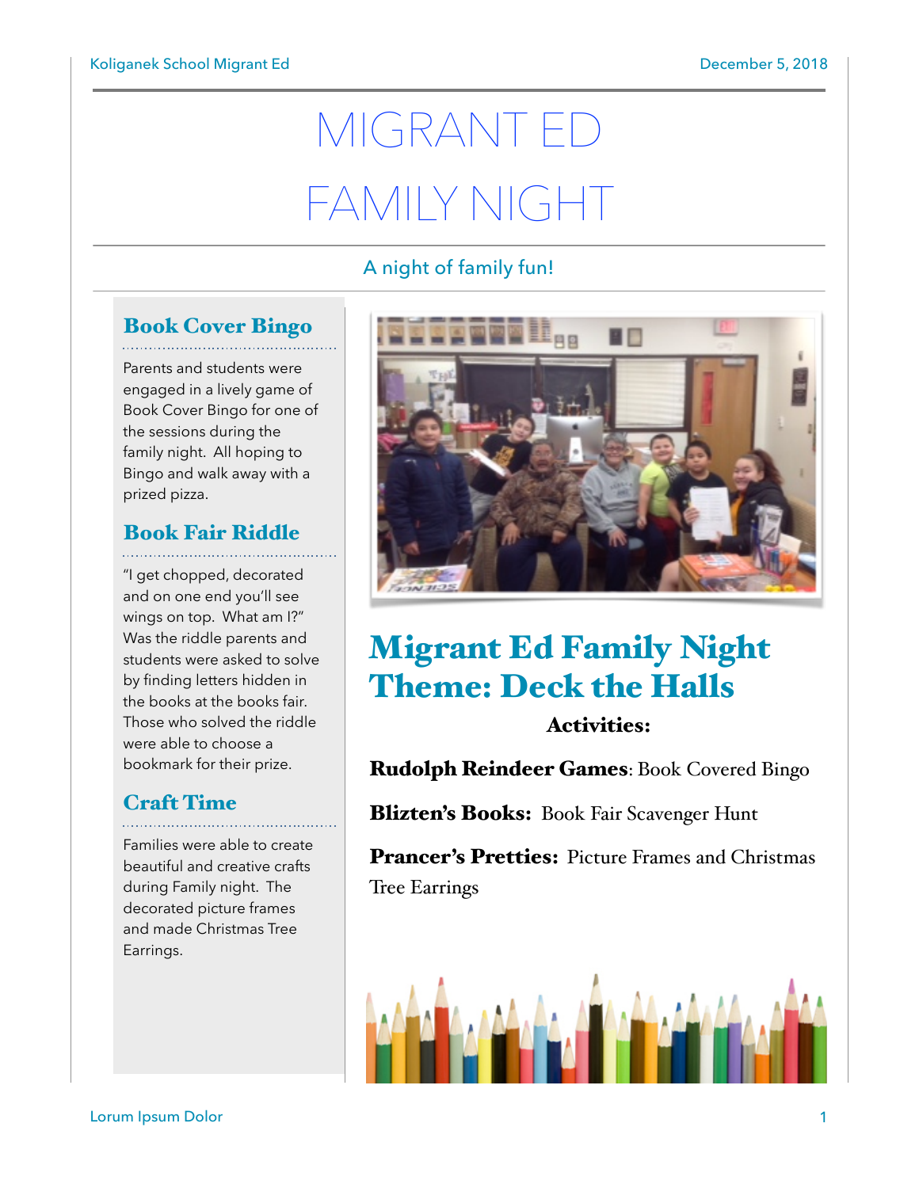# MIGRANT ED FAMILY NIGHT

A night of family fun!

## Book Cover Bingo

Parents and students were engaged in a lively game of Book Cover Bingo for one of the sessions during the family night. All hoping to Bingo and walk away with a prized pizza.

## Book Fair Riddle

"I get chopped, decorated and on one end you'll see wings on top. What am I?" Was the riddle parents and students were asked to solve by finding letters hidden in the books at the books fair. Those who solved the riddle were able to choose a bookmark for their prize.

## Craft Time

Families were able to create beautiful and creative crafts during Family night. The decorated picture frames and made Christmas Tree Earrings.

## Migrant Ed Family Night Theme: Deck the Halls

**Activities:**

**Rudolph Reindeer Games**: Book Covered Bingo

**Blizten's Books:** Book Fair Scavenger Hunt

**Prancer's Pretties:** Picture Frames and Christmas Tree Earrings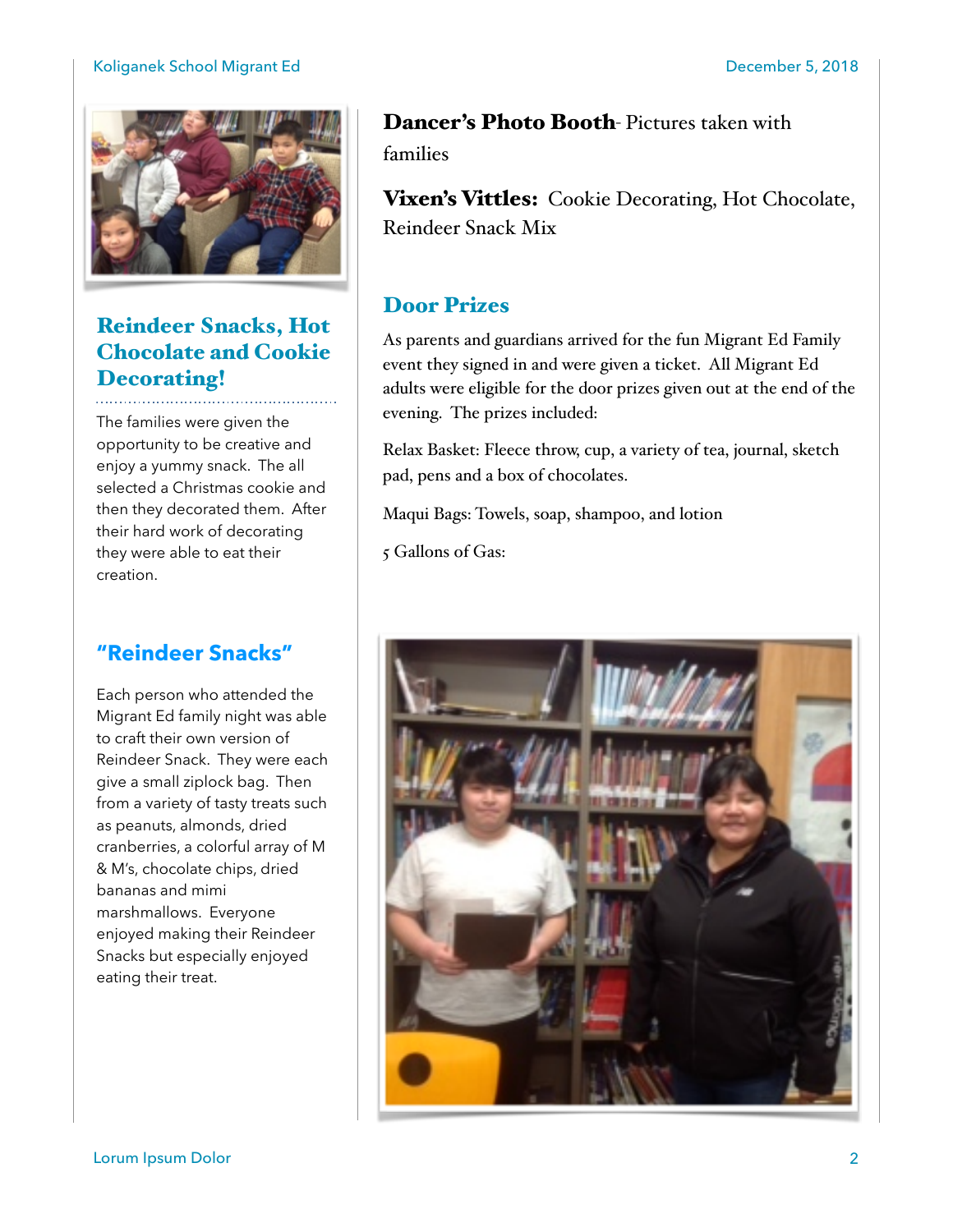## Reindeer Snacks, Hot Chocolate and Cookie Decorating!

The families were given the opportunity to be creative and enjoy a yummy snack. The all selected a Christmas cookie and then they decorated them. After their hard work of decorating they were able to eat their creation.

## "Reindeer Snacks"

Each person who attended the Migrant Ed family night was able to craft their own version of Reindeer Snack. They were each give a small ziplock bag. Then from a variety of tasty treats such as peanuts, almonds, dried cranberries, a colorful array of M & M's, chocolate chips, dried bananas and mimi marshmallows. Everyone enjoyed making their Reindeer Snacks but especially enjoyed eating their treat.

**Dancer's Photo Booth**- Pictures taken with families

**Vixen's Vittles:** Cookie Decorating, Hot Chocolate, Reindeer Snack Mix

## Door Prizes

As parents and guardians arrived for the fun Migrant Ed Family event they signed in and were given a ticket. All Migrant Ed adults were eligible for the door prizes given out at the end of the evening. The prizes included:

Relax Basket: Fleece throw, cup, a variety of tea, journal, sketch pad, pens and a box of chocolates.

Maqui Bags: Towels, soap, shampoo, and lotion

5 Gallons of Gas: